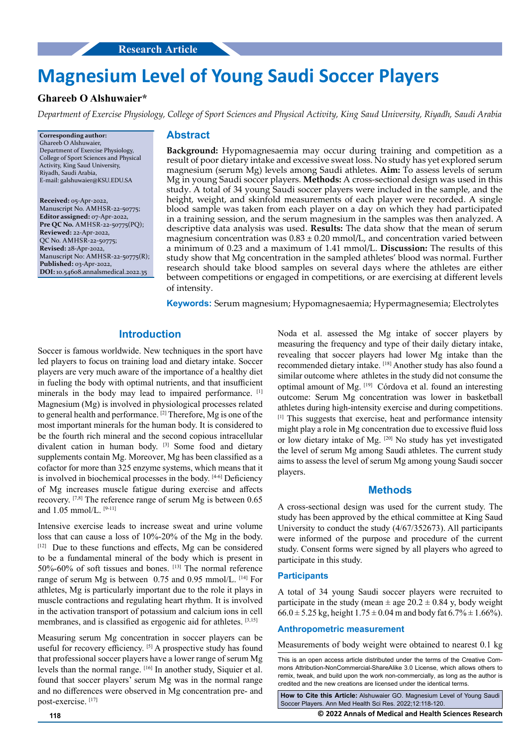Research Article

# Magnesium Level of Young Saudi Soccer Players

**Ghareeb O Alshuwaier***

*Department of Exercise Physiology, College of Sport Sciences and Physical Activity, King Saud University, Riyadh, Saudi Arabia*

**Corresponding author:**
Ghareeb O Alshuwaier,
Department of Exercise Physiology,
College of Sport Sciences and Physical Activity, King Saud University,
Riyadh, Saudi Arabia,
E-mail: galshuwaier@KSU.EDU.SA

**Received:** 05-Apr-2022, Manuscript No. AMHSR-22-50775;
**Editor assigned:** 07-Apr-2022,
**Pre QC No.** AMHSR-22-50775(PQ);
**Reviewed:** 22-Apr-2022,
QC No. AMHSR-22-50775;
**Revised:** 28-Apr-2022,
Manuscript No: AMHSR-22-50775(R);
**Published:** 03-Apr-2022,
**DOI:** 10.54608.annalsmedical.2022.35

## Abstract

**Background:** Hypomagnesaemia may occur during training and competition as a result of poor dietary intake and excessive sweat loss. No study has yet explored serum magnesium (serum Mg) levels among Saudi athletes. **Aim:** To assess levels of serum Mg in young Saudi soccer players. **Methods:** A cross-sectional design was used in this study. A total of 34 young Saudi soccer players were included in the sample, and the height, weight, and skinfold measurements of each player were recorded. A single blood sample was taken from each player on a day on which they had participated in a training session, and the serum magnesium in the samples was then analyzed. A descriptive data analysis was used. **Results:** The data show that the mean of serum magnesium concentration was 0.83 ± 0.20 mmol/L, and concentration varied between a minimum of 0.23 and a maximum of 1.41 mmol/L. **Discussion:** The results of this study show that Mg concentration in the sampled athletes' blood was normal. Further research should take blood samples on several days where the athletes are either between competitions or engaged in competitions, or are exercising at different levels of intensity.

**Keywords:** Serum magnesium; Hypomagnesaemia; Hypermagnesemia; Electrolytes

## Introduction

Soccer is famous worldwide. New techniques in the sport have led players to focus on training load and dietary intake. Soccer players are very much aware of the importance of a healthy diet in fueling the body with optimal nutrients, and that insufficient minerals in the body may lead to impaired performance. [1] Magnesium (Mg) is involved in physiological processes related to general health and performance. [2] Therefore, Mg is one of the most important minerals for the human body. It is considered to be the fourth rich mineral and the second copious intracellular divalent cation in human body. [3] Some food and dietary supplements contain Mg. Moreover, Mg has been classified as a cofactor for more than 325 enzyme systems, which means that it is involved in biochemical processes in the body. [4-6] Deficiency of Mg increases muscle fatigue during exercise and affects recovery. [7,8] The reference range of serum Mg is between 0.65 and 1.05 mmol/L. [9-11]

Intensive exercise leads to increase sweat and urine volume loss that can cause a loss of 10%-20% of the Mg in the body. [12] Due to these functions and effects, Mg can be considered to be a fundamental mineral of the body which is present in 50%-60% of soft tissues and bones. [13] The normal reference range of serum Mg is between 0.75 and 0.95 mmol/L. [14] For athletes, Mg is particularly important due to the role it plays in muscle contractions and regulating heart rhythm. It is involved in the activation transport of potassium and calcium ions in cell membranes, and is classified as ergogenic aid for athletes. [3,15]

Measuring serum Mg concentration in soccer players can be useful for recovery efficiency. [5] A prospective study has found that professional soccer players have a lower range of serum Mg levels than the normal range. [16] In another study, Siquier et al. found that soccer players' serum Mg was in the normal range and no differences were observed in Mg concentration pre- and post-exercise. [17]

Noda et al. assessed the Mg intake of soccer players by measuring the frequency and type of their daily dietary intake, revealing that soccer players had lower Mg intake than the recommended dietary intake. [18] Another study has also found a similar outcome where athletes in the study did not consume the optimal amount of Mg. [19] Córdova et al. found an interesting outcome: Serum Mg concentration was lower in basketball athletes during high-intensity exercise and during competitions. [1] This suggests that exercise, heat and performance intensity might play a role in Mg concentration due to excessive fluid loss or low dietary intake of Mg. [20] No study has yet investigated the level of serum Mg among Saudi athletes. The current study aims to assess the level of serum Mg among young Saudi soccer players.

## Methods

A cross-sectional design was used for the current study. The study has been approved by the ethical committee at King Saud University to conduct the study (4/67/352673). All participants were informed of the purpose and procedure of the current study. Consent forms were signed by all players who agreed to participate in this study.

### Participants

A total of 34 young Saudi soccer players were recruited to participate in the study (mean ± age 20.2 ± 0.84 y, body weight 66.0 ± 5.25 kg, height 1.75 ± 0.04 m and body fat 6.7% ± 1.66%).

### Anthropometric measurement

Measurements of body weight were obtained to nearest 0.1 kg

This is an open access article distributed under the terms of the Creative Commons Attribution-NonCommercial-ShareAlike 3.0 License, which allows others to remix, tweak, and build upon the work non-commercially, as long as the author is credited and the new creations are licensed under the identical terms.

**How to Cite this Article:** Alshuwaier GO. Magnesium Level of Young Saudi Soccer Players. Ann Med Health Sci Res. 2022;12:118-120.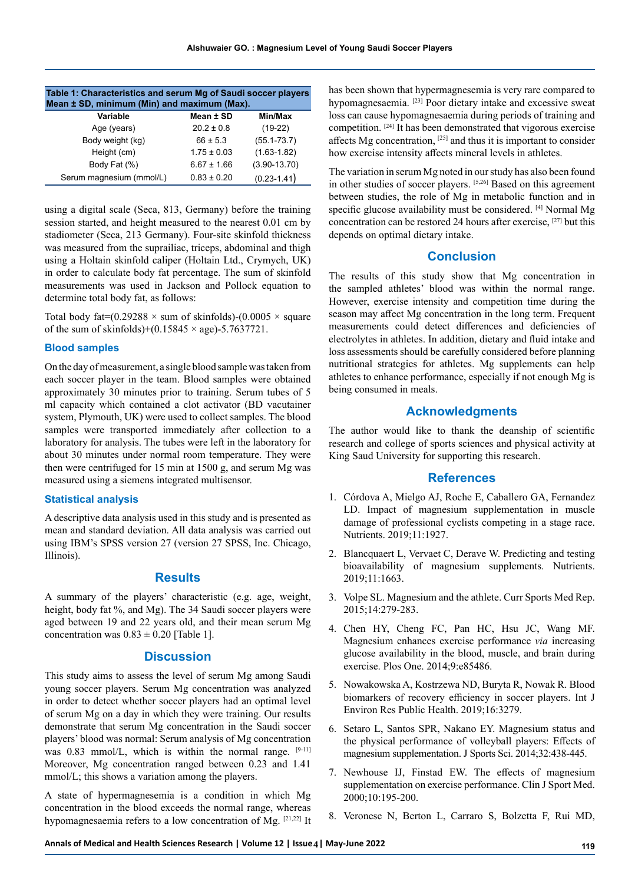**Table 1: Characteristics and serum Mg of Saudi soccer players Mean ± SD, minimum (Min) and maximum (Max).**

| Variable | Mean ± SD | Min/Max |
|---|---|---|
| Age (years) | 20.2 ± 0.8 | (19-22) |
| Body weight (kg) | 66 ± 5.3 | (55.1-73.7) |
| Height (cm) | 1.75 ± 0.03 | (1.63-1.82) |
| Body Fat (%) | 6.67 ± 1.66 | (3.90-13.70) |
| Serum magnesium (mmol/L) | 0.83 ± 0.20 | (0.23-1.41) |

using a digital scale (Seca, 813, Germany) before the training session started, and height measured to the nearest 0.01 cm by stadiometer (Seca, 213 Germany). Four-site skinfold thickness was measured from the suprailiac, triceps, abdominal and thigh using a Holtain skinfold caliper (Holtain Ltd., Crymych, UK) in order to calculate body fat percentage. The sum of skinfold measurements was used in Jackson and Pollock equation to determine total body fat, as follows:

Total body fat=(0.29288 × sum of skinfolds)-(0.0005 × square of the sum of skinfolds)+(0.15845 × age)-5.7637721.

## Blood samples

On the day of measurement, a single blood sample was taken from each soccer player in the team. Blood samples were obtained approximately 30 minutes prior to training. Serum tubes of 5 ml capacity which contained a clot activator (BD vacutainer system, Plymouth, UK) were used to collect samples. The blood samples were transported immediately after collection to a laboratory for analysis. The tubes were left in the laboratory for about 30 minutes under normal room temperature. They were then were centrifuged for 15 min at 1500 g, and serum Mg was measured using a siemens integrated multisensor.

## Statistical analysis

A descriptive data analysis used in this study and is presented as mean and standard deviation. All data analysis was carried out using IBM's SPSS version 27 (version 27 SPSS, Inc. Chicago, Illinois).

## Results

A summary of the players' characteristic (e.g. age, weight, height, body fat %, and Mg). The 34 Saudi soccer players were aged between 19 and 22 years old, and their mean serum Mg concentration was 0.83 ± 0.20 [Table 1].

## Discussion

This study aims to assess the level of serum Mg among Saudi young soccer players. Serum Mg concentration was analyzed in order to detect whether soccer players had an optimal level of serum Mg on a day in which they were training. Our results demonstrate that serum Mg concentration in the Saudi soccer players' blood was normal: Serum analysis of Mg concentration was 0.83 mmol/L, which is within the normal range. [9-11] Moreover, Mg concentration ranged between 0.23 and 1.41 mmol/L; this shows a variation among the players.

A state of hypermagnesemia is a condition in which Mg concentration in the blood exceeds the normal range, whereas hypomagnesaemia refers to a low concentration of Mg. [21,22] It has been shown that hypermagnesemia is very rare compared to hypomagnesaemia. [23] Poor dietary intake and excessive sweat loss can cause hypomagnesaemia during periods of training and competition. [24] It has been demonstrated that vigorous exercise affects Mg concentration, [25] and thus it is important to consider how exercise intensity affects mineral levels in athletes.

The variation in serum Mg noted in our study has also been found in other studies of soccer players. [5,26] Based on this agreement between studies, the role of Mg in metabolic function and in specific glucose availability must be considered. [4] Normal Mg concentration can be restored 24 hours after exercise, [27] but this depends on optimal dietary intake.

## Conclusion

The results of this study show that Mg concentration in the sampled athletes' blood was within the normal range. However, exercise intensity and competition time during the season may affect Mg concentration in the long term. Frequent measurements could detect differences and deficiencies of electrolytes in athletes. In addition, dietary and fluid intake and loss assessments should be carefully considered before planning nutritional strategies for athletes. Mg supplements can help athletes to enhance performance, especially if not enough Mg is being consumed in meals.

## Acknowledgments

The author would like to thank the deanship of scientific research and college of sports sciences and physical activity at King Saud University for supporting this research.

## References

1. Córdova A, Mielgo AJ, Roche E, Caballero GA, Fernandez LD. Impact of magnesium supplementation in muscle damage of professional cyclists competing in a stage race. Nutrients. 2019;11:1927.
2. Blancquaert L, Vervaet C, Derave W. Predicting and testing bioavailability of magnesium supplements. Nutrients. 2019;11:1663.
3. Volpe SL. Magnesium and the athlete. Curr Sports Med Rep. 2015;14:279-283.
4. Chen HY, Cheng FC, Pan HC, Hsu JC, Wang MF. Magnesium enhances exercise performance *via* increasing glucose availability in the blood, muscle, and brain during exercise. Plos One. 2014;9:e85486.
5. Nowakowska A, Kostrzewa ND, Buryta R, Nowak R. Blood biomarkers of recovery efficiency in soccer players. Int J Environ Res Public Health. 2019;16:3279.
6. Setaro L, Santos SPR, Nakano EY. Magnesium status and the physical performance of volleyball players: Effects of magnesium supplementation. J Sports Sci. 2014;32:438-445.
7. Newhouse IJ, Finstad EW. The effects of magnesium supplementation on exercise performance. Clin J Sport Med. 2000;10:195-200.
8. Veronese N, Berton L, Carraro S, Bolzetta F, Rui MD,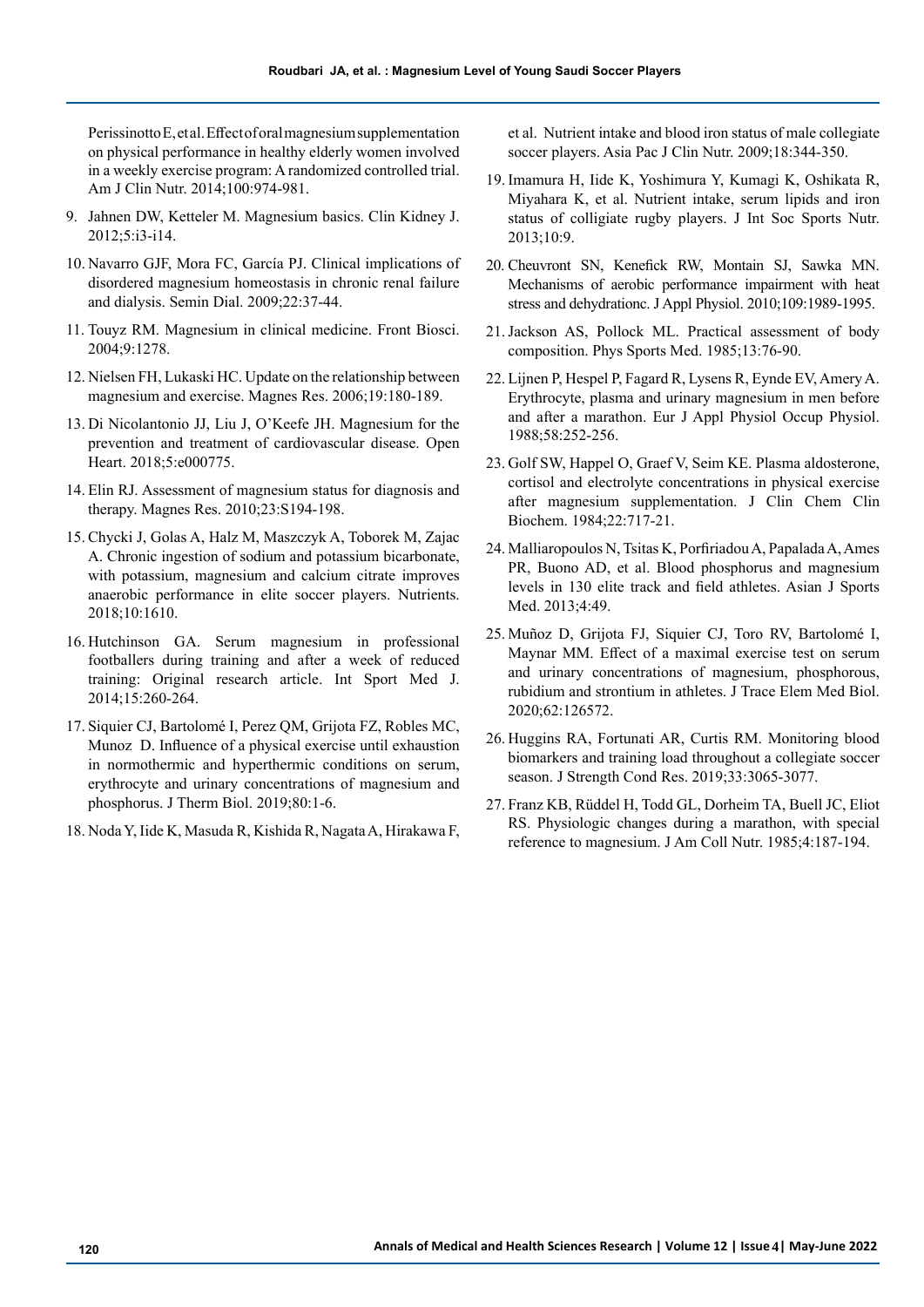Perissinotto E, et al. Effect of oral magnesium supplementation on physical performance in healthy elderly women involved in a weekly exercise program: A randomized controlled trial. Am J Clin Nutr. 2014;100:974-981.

9. Jahnen DW, Ketteler M. Magnesium basics. Clin Kidney J. 2012;5:i3-i14.
10. Navarro GJF, Mora FC, García PJ. Clinical implications of disordered magnesium homeostasis in chronic renal failure and dialysis. Semin Dial. 2009;22:37-44.
11. Touyz RM. Magnesium in clinical medicine. Front Biosci. 2004;9:1278.
12. Nielsen FH, Lukaski HC. Update on the relationship between magnesium and exercise. Magnes Res. 2006;19:180-189.
13. Di Nicolantonio JJ, Liu J, O'Keefe JH. Magnesium for the prevention and treatment of cardiovascular disease. Open Heart. 2018;5:e000775.
14. Elin RJ. Assessment of magnesium status for diagnosis and therapy. Magnes Res. 2010;23:S194-198.
15. Chycki J, Golas A, Halz M, Maszczyk A, Toborek M, Zajac A. Chronic ingestion of sodium and potassium bicarbonate, with potassium, magnesium and calcium citrate improves anaerobic performance in elite soccer players. Nutrients. 2018;10:1610.
16. Hutchinson GA. Serum magnesium in professional footballers during training and after a week of reduced training: Original research article. Int Sport Med J. 2014;15:260-264.
17. Siquier CJ, Bartolomé I, Perez QM, Grijota FZ, Robles MC, Munoz D. Influence of a physical exercise until exhaustion in normothermic and hyperthermic conditions on serum, erythrocyte and urinary concentrations of magnesium and phosphorus. J Therm Biol. 2019;80:1-6.
18. Noda Y, Iide K, Masuda R, Kishida R, Nagata A, Hirakawa F, et al. Nutrient intake and blood iron status of male collegiate soccer players. Asia Pac J Clin Nutr. 2009;18:344-350.
19. Imamura H, Iide K, Yoshimura Y, Kumagi K, Oshikata R, Miyahara K, et al. Nutrient intake, serum lipids and iron status of colligiate rugby players. J Int Soc Sports Nutr. 2013;10:9.
20. Cheuvront SN, Kenefick RW, Montain SJ, Sawka MN. Mechanisms of aerobic performance impairment with heat stress and dehydrationc. J Appl Physiol. 2010;109:1989-1995.
21. Jackson AS, Pollock ML. Practical assessment of body composition. Phys Sports Med. 1985;13:76-90.
22. Lijnen P, Hespel P, Fagard R, Lysens R, Eynde EV, Amery A. Erythrocyte, plasma and urinary magnesium in men before and after a marathon. Eur J Appl Physiol Occup Physiol. 1988;58:252-256.
23. Golf SW, Happel O, Graef V, Seim KE. Plasma aldosterone, cortisol and electrolyte concentrations in physical exercise after magnesium supplementation. J Clin Chem Clin Biochem. 1984;22:717-21.
24. Malliaropoulos N, Tsitas K, Porfiriadou A, Papalada A, Ames PR, Buono AD, et al. Blood phosphorus and magnesium levels in 130 elite track and field athletes. Asian J Sports Med. 2013;4:49.
25. Muñoz D, Grijota FJ, Siquier CJ, Toro RV, Bartolomé I, Maynar MM. Effect of a maximal exercise test on serum and urinary concentrations of magnesium, phosphorous, rubidium and strontium in athletes. J Trace Elem Med Biol. 2020;62:126572.
26. Huggins RA, Fortunati AR, Curtis RM. Monitoring blood biomarkers and training load throughout a collegiate soccer season. J Strength Cond Res. 2019;33:3065-3077.
27. Franz KB, Rüddel H, Todd GL, Dorheim TA, Buell JC, Eliot RS. Physiologic changes during a marathon, with special reference to magnesium. J Am Coll Nutr. 1985;4:187-194.